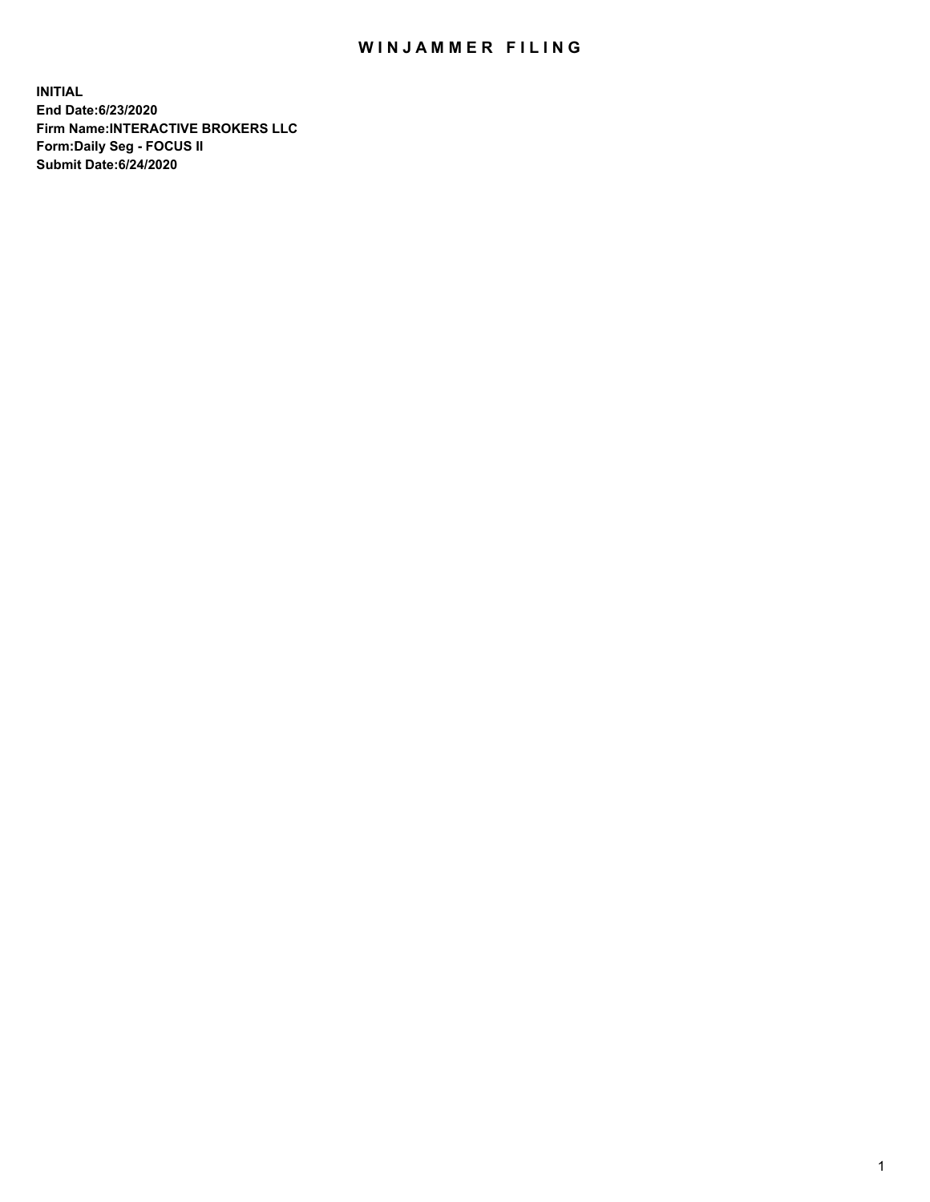# WINJAMMER FILING

**INITIAL**
**End Date:6/23/2020**
**Firm Name:INTERACTIVE BROKERS LLC**
**Form:Daily Seg - FOCUS II**
**Submit Date:6/24/2020**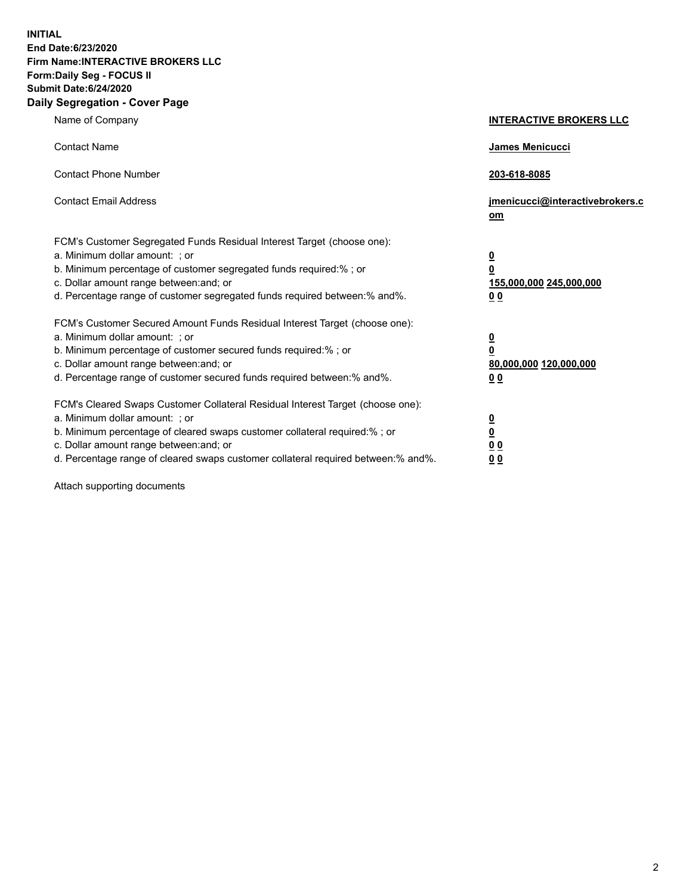**INITIAL**
**End Date:6/23/2020**
**Firm Name:INTERACTIVE BROKERS LLC**
**Form:Daily Seg - FOCUS II**
**Submit Date:6/24/2020**

## Daily Segregation - Cover Page

| | |
|---|---|
| Name of Company | **INTERACTIVE BROKERS LLC** |
| Contact Name | **James Menicucci** |
| Contact Phone Number | **203-618-8085** |
| Contact Email Address | **jmenicucci@interactivebrokers.com** |
| FCM's Customer Segregated Funds Residual Interest Target (choose one): | |
| a. Minimum dollar amount: ; or | **0** |
| b. Minimum percentage of customer segregated funds required:% ; or | **0** |
| c. Dollar amount range between:and; or | **155,000,000 245,000,000** |
| d. Percentage range of customer segregated funds required between:% and%. | **0 0** |
| FCM's Customer Secured Amount Funds Residual Interest Target (choose one): | |
| a. Minimum dollar amount: ; or | **0** |
| b. Minimum percentage of customer secured funds required:% ; or | **0** |
| c. Dollar amount range between:and; or | **80,000,000 120,000,000** |
| d. Percentage range of customer secured funds required between:% and%. | **0 0** |
| FCM's Cleared Swaps Customer Collateral Residual Interest Target (choose one): | |
| a. Minimum dollar amount: ; or | **0** |
| b. Minimum percentage of cleared swaps customer collateral required:% ; or | **0** |
| c. Dollar amount range between:and; or | **0 0** |
| d. Percentage range of cleared swaps customer collateral required between:% and%. | **0 0** |

Attach supporting documents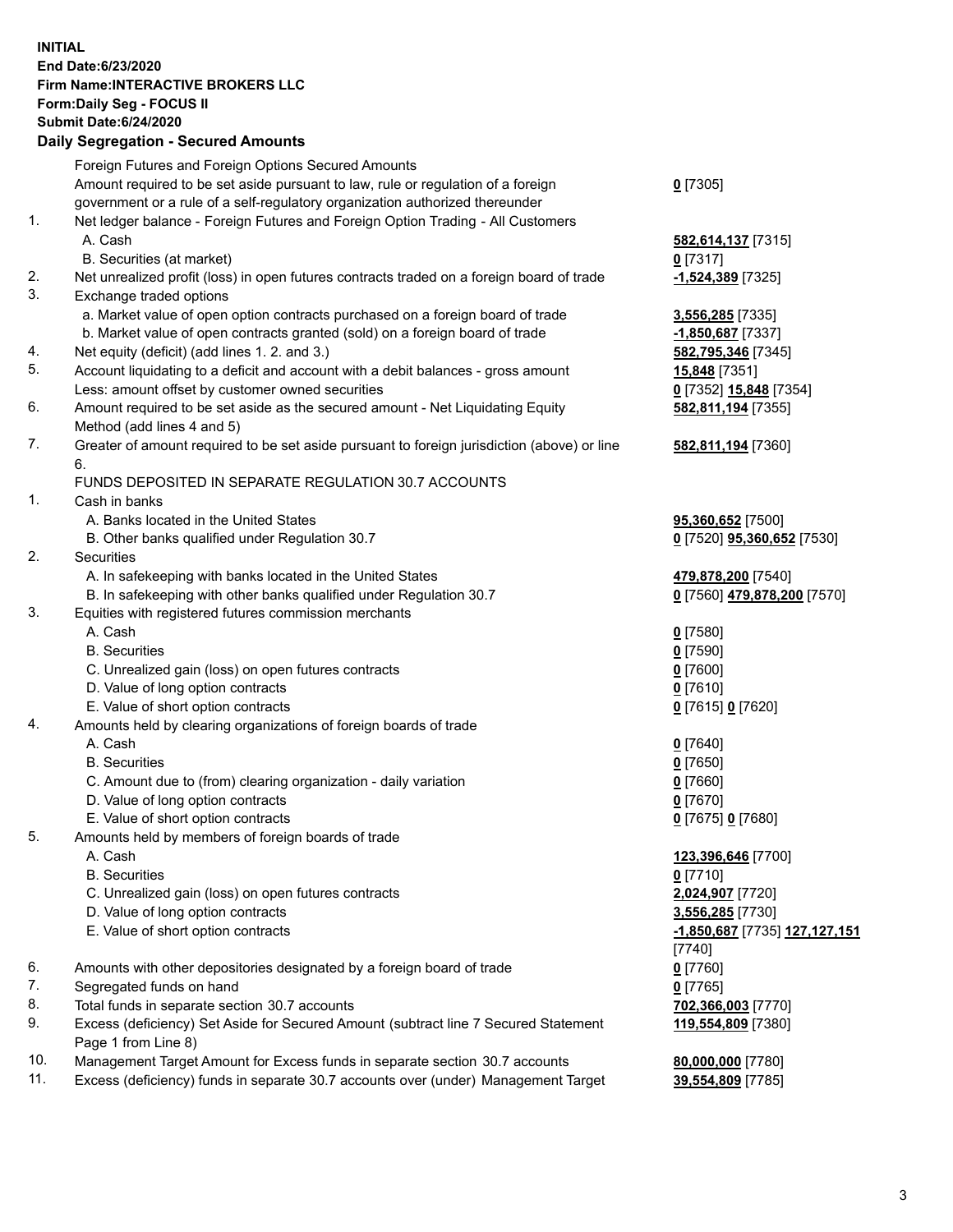**INITIAL**
**End Date:6/23/2020**
**Firm Name:INTERACTIVE BROKERS LLC**
**Form:Daily Seg - FOCUS II**
**Submit Date:6/24/2020**
**Daily Segregation - Secured Amounts**

| | | |
|---|---|---|
| | Foreign Futures and Foreign Options Secured Amounts | |
| | Amount required to be set aside pursuant to law, rule or regulation of a foreign government or a rule of a self-regulatory organization authorized thereunder | **0** [7305] |
| 1. | Net ledger balance - Foreign Futures and Foreign Option Trading - All Customers | |
| | A. Cash | **582,614,137** [7315] |
| | B. Securities (at market) | **0** [7317] |
| 2. | Net unrealized profit (loss) in open futures contracts traded on a foreign board of trade | **-1,524,389** [7325] |
| 3. | Exchange traded options | |
| | a. Market value of open option contracts purchased on a foreign board of trade | **3,556,285** [7335] |
| | b. Market value of open contracts granted (sold) on a foreign board of trade | **-1,850,687** [7337] |
| 4. | Net equity (deficit) (add lines 1. 2. and 3.) | **582,795,346** [7345] |
| 5. | Account liquidating to a deficit and account with a debit balances - gross amount | **15,848** [7351] |
| | Less: amount offset by customer owned securities | **0** [7352] **15,848** [7354] |
| 6. | Amount required to be set aside as the secured amount - Net Liquidating Equity Method (add lines 4 and 5) | **582,811,194** [7355] |
| 7. | Greater of amount required to be set aside pursuant to foreign jurisdiction (above) or line 6. | **582,811,194** [7360] |
| | FUNDS DEPOSITED IN SEPARATE REGULATION 30.7 ACCOUNTS | |
| 1. | Cash in banks | |
| | A. Banks located in the United States | **95,360,652** [7500] |
| | B. Other banks qualified under Regulation 30.7 | **0** [7520] **95,360,652** [7530] |
| 2. | Securities | |
| | A. In safekeeping with banks located in the United States | **479,878,200** [7540] |
| | B. In safekeeping with other banks qualified under Regulation 30.7 | **0** [7560] **479,878,200** [7570] |
| 3. | Equities with registered futures commission merchants | |
| | A. Cash | **0** [7580] |
| | B. Securities | **0** [7590] |
| | C. Unrealized gain (loss) on open futures contracts | **0** [7600] |
| | D. Value of long option contracts | **0** [7610] |
| | E. Value of short option contracts | **0** [7615] **0** [7620] |
| 4. | Amounts held by clearing organizations of foreign boards of trade | |
| | A. Cash | **0** [7640] |
| | B. Securities | **0** [7650] |
| | C. Amount due to (from) clearing organization - daily variation | **0** [7660] |
| | D. Value of long option contracts | **0** [7670] |
| | E. Value of short option contracts | **0** [7675] **0** [7680] |
| 5. | Amounts held by members of foreign boards of trade | |
| | A. Cash | **123,396,646** [7700] |
| | B. Securities | **0** [7710] |
| | C. Unrealized gain (loss) on open futures contracts | **2,024,907** [7720] |
| | D. Value of long option contracts | **3,556,285** [7730] |
| | E. Value of short option contracts | **-1,850,687** [7735] **127,127,151** [7740] |
| 6. | Amounts with other depositories designated by a foreign board of trade | **0** [7760] |
| 7. | Segregated funds on hand | **0** [7765] |
| 8. | Total funds in separate section 30.7 accounts | **702,366,003** [7770] |
| 9. | Excess (deficiency) Set Aside for Secured Amount (subtract line 7 Secured Statement Page 1 from Line 8) | **119,554,809** [7380] |
| 10. | Management Target Amount for Excess funds in separate section 30.7 accounts | **80,000,000** [7780] |
| 11. | Excess (deficiency) funds in separate 30.7 accounts over (under) Management Target | **39,554,809** [7785] |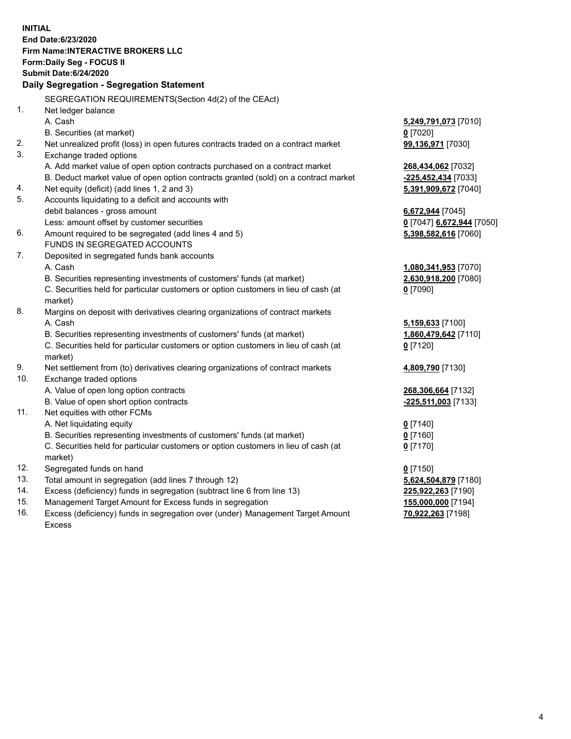**INITIAL**
**End Date:6/23/2020**
**Firm Name:INTERACTIVE BROKERS LLC**
**Form:Daily Seg - FOCUS II**
**Submit Date:6/24/2020**

## Daily Segregation - Segregation Statement

SEGREGATION REQUIREMENTS(Section 4d(2) of the CEAct)

| | | |
|---|---|---|
| 1. | Net ledger balance | |
| | A. Cash | **5,249,791,073** [7010] |
| | B. Securities (at market) | **0** [7020] |
| 2. | Net unrealized profit (loss) in open futures contracts traded on a contract market | **99,136,971** [7030] |
| 3. | Exchange traded options | |
| | A. Add market value of open option contracts purchased on a contract market | **268,434,062** [7032] |
| | B. Deduct market value of open option contracts granted (sold) on a contract market | **-225,452,434** [7033] |
| 4. | Net equity (deficit) (add lines 1, 2 and 3) | **5,391,909,672** [7040] |
| 5. | Accounts liquidating to a deficit and accounts with | |
| | debit balances - gross amount | **6,672,944** [7045] |
| | Less: amount offset by customer securities | **0** [7047] **6,672,944** [7050] |
| 6. | Amount required to be segregated (add lines 4 and 5) | **5,398,582,616** [7060] |
| | FUNDS IN SEGREGATED ACCOUNTS | |
| 7. | Deposited in segregated funds bank accounts | |
| | A. Cash | **1,080,341,953** [7070] |
| | B. Securities representing investments of customers' funds (at market) | **2,630,918,200** [7080] |
| | C. Securities held for particular customers or option customers in lieu of cash (at market) | **0** [7090] |
| 8. | Margins on deposit with derivatives clearing organizations of contract markets | |
| | A. Cash | **5,159,633** [7100] |
| | B. Securities representing investments of customers' funds (at market) | **1,860,479,642** [7110] |
| | C. Securities held for particular customers or option customers in lieu of cash (at market) | **0** [7120] |
| 9. | Net settlement from (to) derivatives clearing organizations of contract markets | **4,809,790** [7130] |
| 10. | Exchange traded options | |
| | A. Value of open long option contracts | **268,306,664** [7132] |
| | B. Value of open short option contracts | **-225,511,003** [7133] |
| 11. | Net equities with other FCMs | |
| | A. Net liquidating equity | **0** [7140] |
| | B. Securities representing investments of customers' funds (at market) | **0** [7160] |
| | C. Securities held for particular customers or option customers in lieu of cash (at market) | **0** [7170] |
| 12. | Segregated funds on hand | **0** [7150] |
| 13. | Total amount in segregation (add lines 7 through 12) | **5,624,504,879** [7180] |
| 14. | Excess (deficiency) funds in segregation (subtract line 6 from line 13) | **225,922,263** [7190] |
| 15. | Management Target Amount for Excess funds in segregation | **155,000,000** [7194] |
| 16. | Excess (deficiency) funds in segregation over (under) Management Target Amount Excess | **70,922,263** [7198] |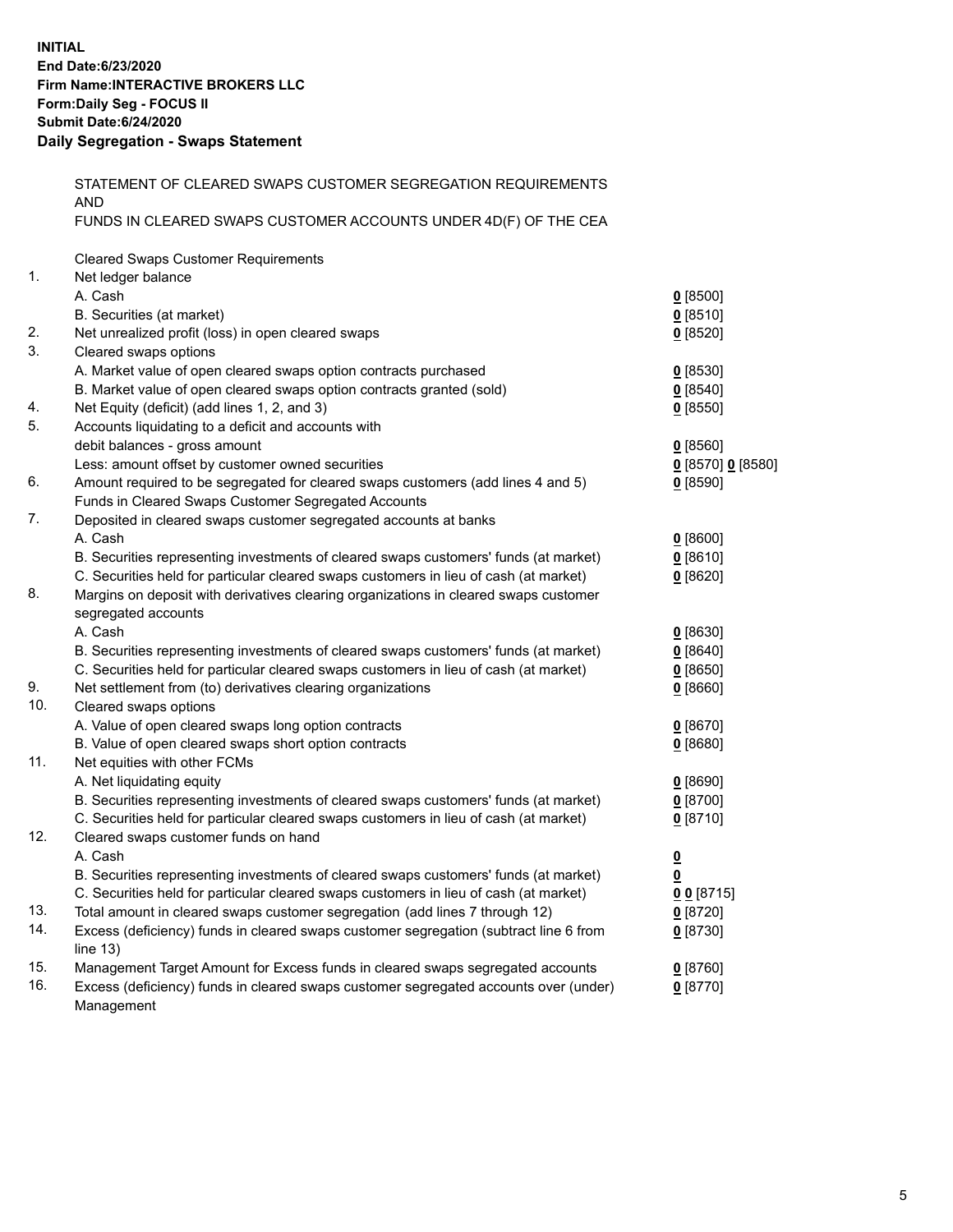**INITIAL**
**End Date:6/23/2020**
**Firm Name:INTERACTIVE BROKERS LLC**
**Form:Daily Seg - FOCUS II**
**Submit Date:6/24/2020**
**Daily Segregation - Swaps Statement**

STATEMENT OF CLEARED SWAPS CUSTOMER SEGREGATION REQUIREMENTS AND
FUNDS IN CLEARED SWAPS CUSTOMER ACCOUNTS UNDER 4D(F) OF THE CEA

| | | |
|---|---|---|
| | Cleared Swaps Customer Requirements | |
| 1. | Net ledger balance | |
| | A. Cash | 0 [8500] |
| | B. Securities (at market) | 0 [8510] |
| 2. | Net unrealized profit (loss) in open cleared swaps | 0 [8520] |
| 3. | Cleared swaps options | |
| | A. Market value of open cleared swaps option contracts purchased | 0 [8530] |
| | B. Market value of open cleared swaps option contracts granted (sold) | 0 [8540] |
| 4. | Net Equity (deficit) (add lines 1, 2, and 3) | 0 [8550] |
| 5. | Accounts liquidating to a deficit and accounts with | |
| | debit balances - gross amount | 0 [8560] |
| | Less: amount offset by customer owned securities | 0 [8570] 0 [8580] |
| 6. | Amount required to be segregated for cleared swaps customers (add lines 4 and 5) | 0 [8590] |
| | Funds in Cleared Swaps Customer Segregated Accounts | |
| 7. | Deposited in cleared swaps customer segregated accounts at banks | |
| | A. Cash | 0 [8600] |
| | B. Securities representing investments of cleared swaps customers' funds (at market) | 0 [8610] |
| | C. Securities held for particular cleared swaps customers in lieu of cash (at market) | 0 [8620] |
| 8. | Margins on deposit with derivatives clearing organizations in cleared swaps customer segregated accounts | |
| | A. Cash | 0 [8630] |
| | B. Securities representing investments of cleared swaps customers' funds (at market) | 0 [8640] |
| | C. Securities held for particular cleared swaps customers in lieu of cash (at market) | 0 [8650] |
| 9. | Net settlement from (to) derivatives clearing organizations | 0 [8660] |
| 10. | Cleared swaps options | |
| | A. Value of open cleared swaps long option contracts | 0 [8670] |
| | B. Value of open cleared swaps short option contracts | 0 [8680] |
| 11. | Net equities with other FCMs | |
| | A. Net liquidating equity | 0 [8690] |
| | B. Securities representing investments of cleared swaps customers' funds (at market) | 0 [8700] |
| | C. Securities held for particular cleared swaps customers in lieu of cash (at market) | 0 [8710] |
| 12. | Cleared swaps customer funds on hand | |
| | A. Cash | 0 |
| | B. Securities representing investments of cleared swaps customers' funds (at market) | 0 |
| | C. Securities held for particular cleared swaps customers in lieu of cash (at market) | 0 0 [8715] |
| 13. | Total amount in cleared swaps customer segregation (add lines 7 through 12) | 0 [8720] |
| 14. | Excess (deficiency) funds in cleared swaps customer segregation (subtract line 6 from line 13) | 0 [8730] |
| 15. | Management Target Amount for Excess funds in cleared swaps segregated accounts | 0 [8760] |
| 16. | Excess (deficiency) funds in cleared swaps customer segregated accounts over (under) Management | 0 [8770] |